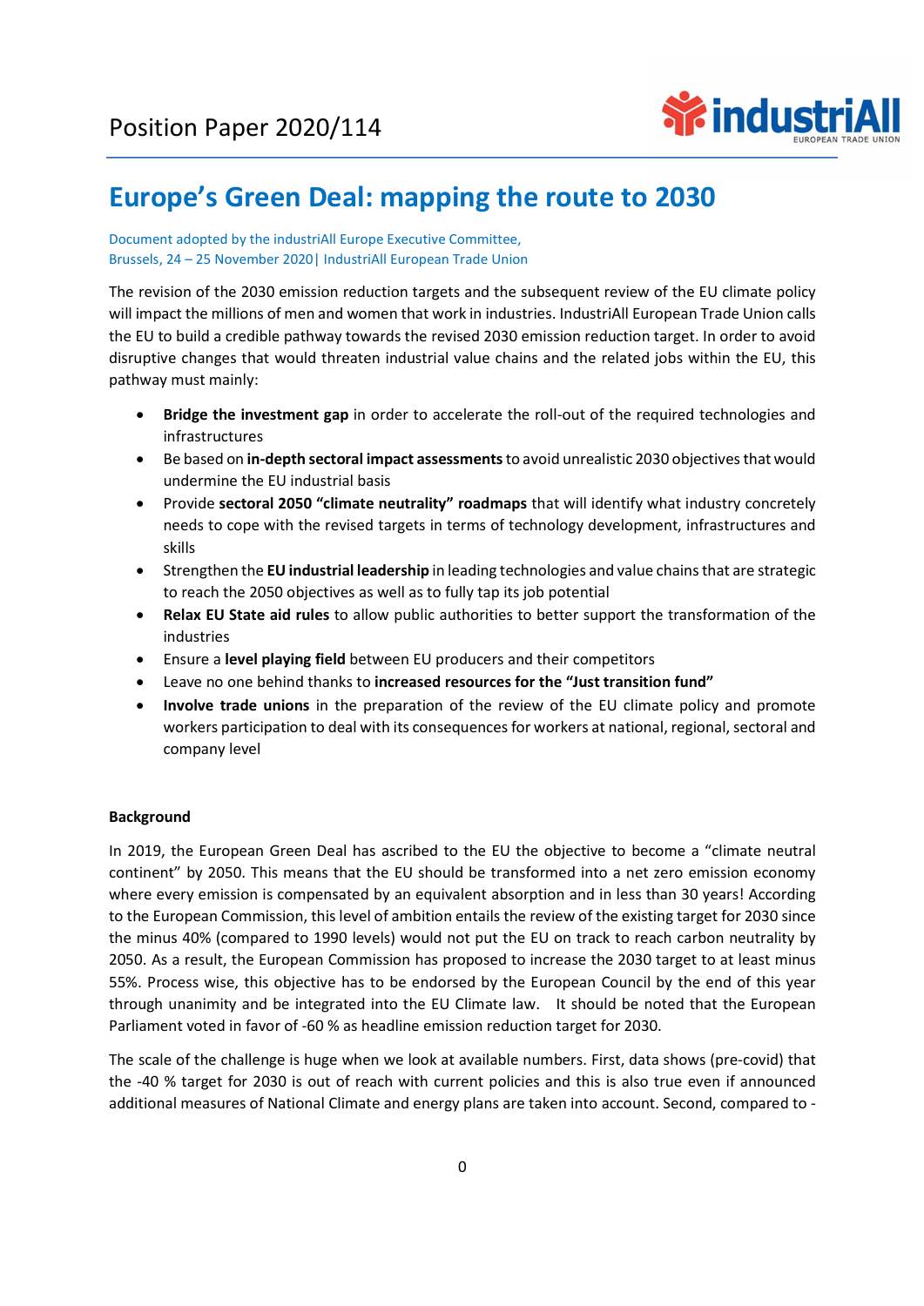Position Paper 2020/114

# Europe's Green Deal: mapping the route to 2030

Document adopted by the industriAll Europe Executive Committee,
Brussels, 24 – 25 November 2020| IndustriAll European Trade Union

The revision of the 2030 emission reduction targets and the subsequent review of the EU climate policy will impact the millions of men and women that work in industries. IndustriAll European Trade Union calls the EU to build a credible pathway towards the revised 2030 emission reduction target. In order to avoid disruptive changes that would threaten industrial value chains and the related jobs within the EU, this pathway must mainly:

- **Bridge the investment gap** in order to accelerate the roll-out of the required technologies and infrastructures
- Be based on **in-depth sectoral impact assessments** to avoid unrealistic 2030 objectives that would undermine the EU industrial basis
- Provide **sectoral 2050 "climate neutrality" roadmaps** that will identify what industry concretely needs to cope with the revised targets in terms of technology development, infrastructures and skills
- Strengthen the **EU industrial leadership** in leading technologies and value chains that are strategic to reach the 2050 objectives as well as to fully tap its job potential
- **Relax EU State aid rules** to allow public authorities to better support the transformation of the industries
- Ensure a **level playing field** between EU producers and their competitors
- Leave no one behind thanks to **increased resources for the "Just transition fund"**
- **Involve trade unions** in the preparation of the review of the EU climate policy and promote workers participation to deal with its consequences for workers at national, regional, sectoral and company level

**Background**

In 2019, the European Green Deal has ascribed to the EU the objective to become a "climate neutral continent" by 2050. This means that the EU should be transformed into a net zero emission economy where every emission is compensated by an equivalent absorption and in less than 30 years! According to the European Commission, this level of ambition entails the review of the existing target for 2030 since the minus 40% (compared to 1990 levels) would not put the EU on track to reach carbon neutrality by 2050. As a result, the European Commission has proposed to increase the 2030 target to at least minus 55%. Process wise, this objective has to be endorsed by the European Council by the end of this year through unanimity and be integrated into the EU Climate law. It should be noted that the European Parliament voted in favor of -60 % as headline emission reduction target for 2030.

The scale of the challenge is huge when we look at available numbers. First, data shows (pre-covid) that the -40 % target for 2030 is out of reach with current policies and this is also true even if announced additional measures of National Climate and energy plans are taken into account. Second, compared to -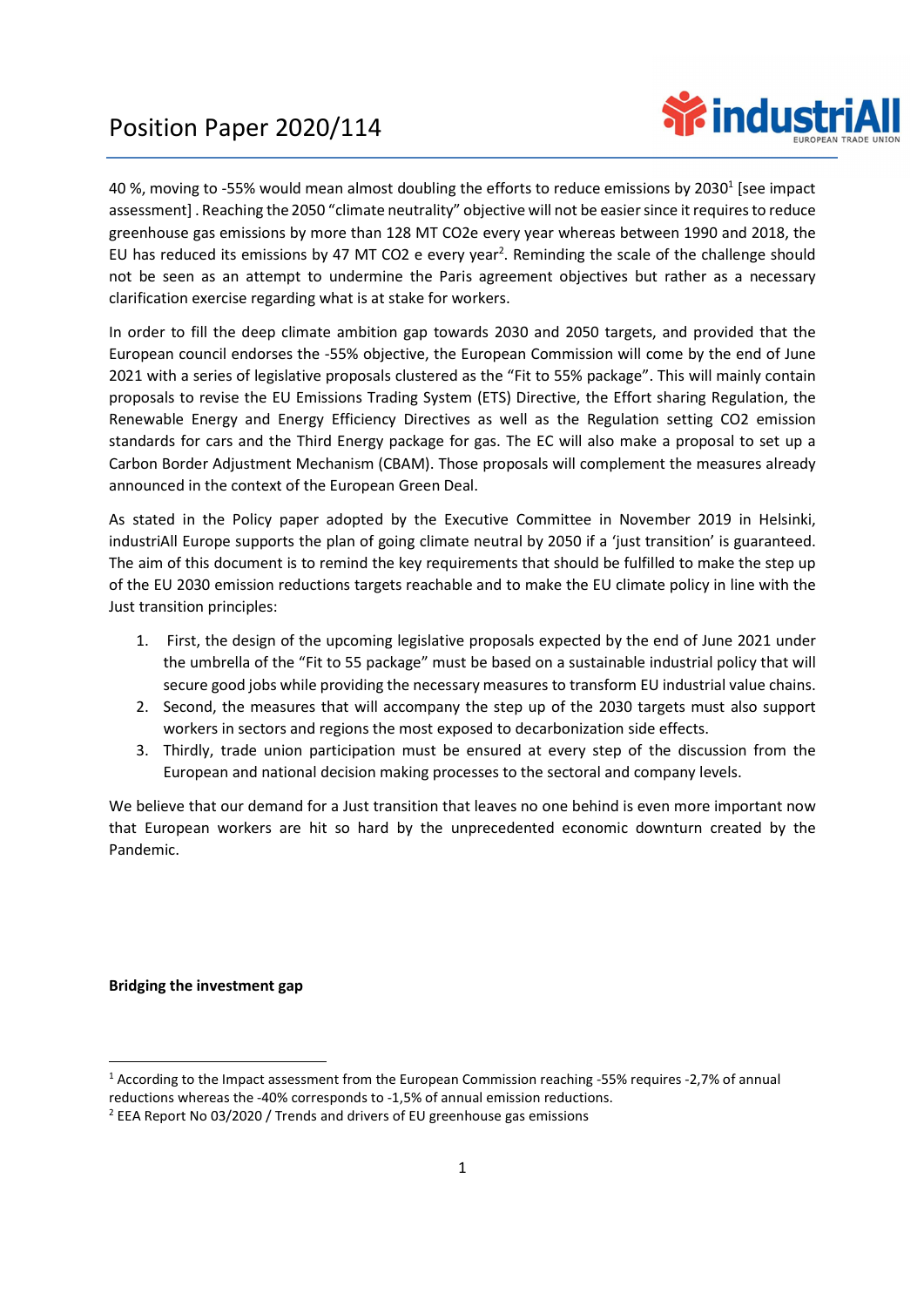40 %, moving to -55% would mean almost doubling the efforts to reduce emissions by 2030[1] [see impact assessment] . Reaching the 2050 "climate neutrality" objective will not be easier since it requires to reduce greenhouse gas emissions by more than 128 MT CO2e every year whereas between 1990 and 2018, the EU has reduced its emissions by 47 MT CO2 e every year[2]. Reminding the scale of the challenge should not be seen as an attempt to undermine the Paris agreement objectives but rather as a necessary clarification exercise regarding what is at stake for workers.

In order to fill the deep climate ambition gap towards 2030 and 2050 targets, and provided that the European council endorses the -55% objective, the European Commission will come by the end of June 2021 with a series of legislative proposals clustered as the "Fit to 55% package". This will mainly contain proposals to revise the EU Emissions Trading System (ETS) Directive, the Effort sharing Regulation, the Renewable Energy and Energy Efficiency Directives as well as the Regulation setting CO2 emission standards for cars and the Third Energy package for gas. The EC will also make a proposal to set up a Carbon Border Adjustment Mechanism (CBAM). Those proposals will complement the measures already announced in the context of the European Green Deal.

As stated in the Policy paper adopted by the Executive Committee in November 2019 in Helsinki, industriAll Europe supports the plan of going climate neutral by 2050 if a 'just transition' is guaranteed. The aim of this document is to remind the key requirements that should be fulfilled to make the step up of the EU 2030 emission reductions targets reachable and to make the EU climate policy in line with the Just transition principles:

1. First, the design of the upcoming legislative proposals expected by the end of June 2021 under the umbrella of the "Fit to 55 package" must be based on a sustainable industrial policy that will secure good jobs while providing the necessary measures to transform EU industrial value chains.
2. Second, the measures that will accompany the step up of the 2030 targets must also support workers in sectors and regions the most exposed to decarbonization side effects.
3. Thirdly, trade union participation must be ensured at every step of the discussion from the European and national decision making processes to the sectoral and company levels.

We believe that our demand for a Just transition that leaves no one behind is even more important now that European workers are hit so hard by the unprecedented economic downturn created by the Pandemic.

**Bridging the investment gap**

[1] According to the Impact assessment from the European Commission reaching -55% requires -2,7% of annual reductions whereas the -40% corresponds to -1,5% of annual emission reductions.

[2] EEA Report No 03/2020 / Trends and drivers of EU greenhouse gas emissions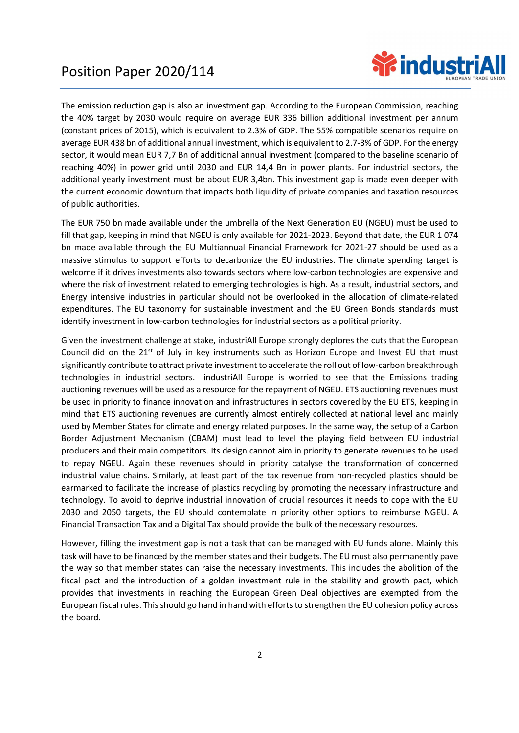The emission reduction gap is also an investment gap. According to the European Commission, reaching the 40% target by 2030 would require on average EUR 336 billion additional investment per annum (constant prices of 2015), which is equivalent to 2.3% of GDP. The 55% compatible scenarios require on average EUR 438 bn of additional annual investment, which is equivalent to 2.7-3% of GDP. For the energy sector, it would mean EUR 7,7 Bn of additional annual investment (compared to the baseline scenario of reaching 40%) in power grid until 2030 and EUR 14,4 Bn in power plants. For industrial sectors, the additional yearly investment must be about EUR 3,4bn. This investment gap is made even deeper with the current economic downturn that impacts both liquidity of private companies and taxation resources of public authorities.

The EUR 750 bn made available under the umbrella of the Next Generation EU (NGEU) must be used to fill that gap, keeping in mind that NGEU is only available for 2021-2023. Beyond that date, the EUR 1 074 bn made available through the EU Multiannual Financial Framework for 2021-27 should be used as a massive stimulus to support efforts to decarbonize the EU industries. The climate spending target is welcome if it drives investments also towards sectors where low-carbon technologies are expensive and where the risk of investment related to emerging technologies is high. As a result, industrial sectors, and Energy intensive industries in particular should not be overlooked in the allocation of climate-related expenditures. The EU taxonomy for sustainable investment and the EU Green Bonds standards must identify investment in low-carbon technologies for industrial sectors as a political priority.

Given the investment challenge at stake, industriAll Europe strongly deplores the cuts that the European Council did on the 21st of July in key instruments such as Horizon Europe and Invest EU that must significantly contribute to attract private investment to accelerate the roll out of low-carbon breakthrough technologies in industrial sectors. industriAll Europe is worried to see that the Emissions trading auctioning revenues will be used as a resource for the repayment of NGEU. ETS auctioning revenues must be used in priority to finance innovation and infrastructures in sectors covered by the EU ETS, keeping in mind that ETS auctioning revenues are currently almost entirely collected at national level and mainly used by Member States for climate and energy related purposes. In the same way, the setup of a Carbon Border Adjustment Mechanism (CBAM) must lead to level the playing field between EU industrial producers and their main competitors. Its design cannot aim in priority to generate revenues to be used to repay NGEU. Again these revenues should in priority catalyse the transformation of concerned industrial value chains. Similarly, at least part of the tax revenue from non-recycled plastics should be earmarked to facilitate the increase of plastics recycling by promoting the necessary infrastructure and technology. To avoid to deprive industrial innovation of crucial resources it needs to cope with the EU 2030 and 2050 targets, the EU should contemplate in priority other options to reimburse NGEU. A Financial Transaction Tax and a Digital Tax should provide the bulk of the necessary resources.

However, filling the investment gap is not a task that can be managed with EU funds alone. Mainly this task will have to be financed by the member states and their budgets. The EU must also permanently pave the way so that member states can raise the necessary investments. This includes the abolition of the fiscal pact and the introduction of a golden investment rule in the stability and growth pact, which provides that investments in reaching the European Green Deal objectives are exempted from the European fiscal rules. This should go hand in hand with efforts to strengthen the EU cohesion policy across the board.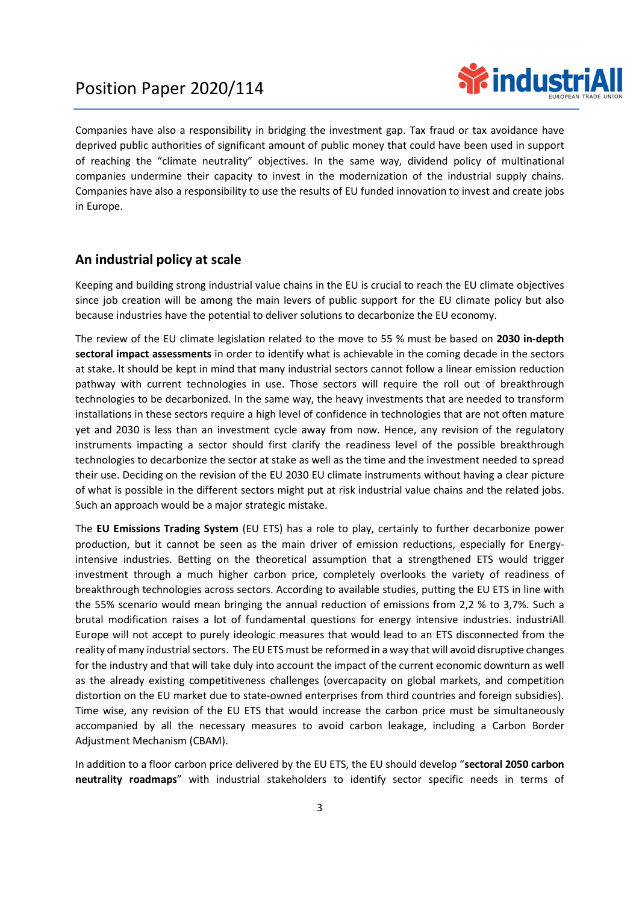Companies have also a responsibility in bridging the investment gap. Tax fraud or tax avoidance have deprived public authorities of significant amount of public money that could have been used in support of reaching the "climate neutrality" objectives. In the same way, dividend policy of multinational companies undermine their capacity to invest in the modernization of the industrial supply chains. Companies have also a responsibility to use the results of EU funded innovation to invest and create jobs in Europe.

## An industrial policy at scale

Keeping and building strong industrial value chains in the EU is crucial to reach the EU climate objectives since job creation will be among the main levers of public support for the EU climate policy but also because industries have the potential to deliver solutions to decarbonize the EU economy.

The review of the EU climate legislation related to the move to 55 % must be based on **2030 in-depth sectoral impact assessments** in order to identify what is achievable in the coming decade in the sectors at stake. It should be kept in mind that many industrial sectors cannot follow a linear emission reduction pathway with current technologies in use. Those sectors will require the roll out of breakthrough technologies to be decarbonized. In the same way, the heavy investments that are needed to transform installations in these sectors require a high level of confidence in technologies that are not often mature yet and 2030 is less than an investment cycle away from now. Hence, any revision of the regulatory instruments impacting a sector should first clarify the readiness level of the possible breakthrough technologies to decarbonize the sector at stake as well as the time and the investment needed to spread their use. Deciding on the revision of the EU 2030 EU climate instruments without having a clear picture of what is possible in the different sectors might put at risk industrial value chains and the related jobs. Such an approach would be a major strategic mistake.

The **EU Emissions Trading System** (EU ETS) has a role to play, certainly to further decarbonize power production, but it cannot be seen as the main driver of emission reductions, especially for Energy-intensive industries. Betting on the theoretical assumption that a strengthened ETS would trigger investment through a much higher carbon price, completely overlooks the variety of readiness of breakthrough technologies across sectors. According to available studies, putting the EU ETS in line with the 55% scenario would mean bringing the annual reduction of emissions from 2,2 % to 3,7%. Such a brutal modification raises a lot of fundamental questions for energy intensive industries. industriAll Europe will not accept to purely ideologic measures that would lead to an ETS disconnected from the reality of many industrial sectors. The EU ETS must be reformed in a way that will avoid disruptive changes for the industry and that will take duly into account the impact of the current economic downturn as well as the already existing competitiveness challenges (overcapacity on global markets, and competition distortion on the EU market due to state-owned enterprises from third countries and foreign subsidies). Time wise, any revision of the EU ETS that would increase the carbon price must be simultaneously accompanied by all the necessary measures to avoid carbon leakage, including a Carbon Border Adjustment Mechanism (CBAM).

In addition to a floor carbon price delivered by the EU ETS, the EU should develop "**sectoral 2050 carbon neutrality roadmaps**" with industrial stakeholders to identify sector specific needs in terms of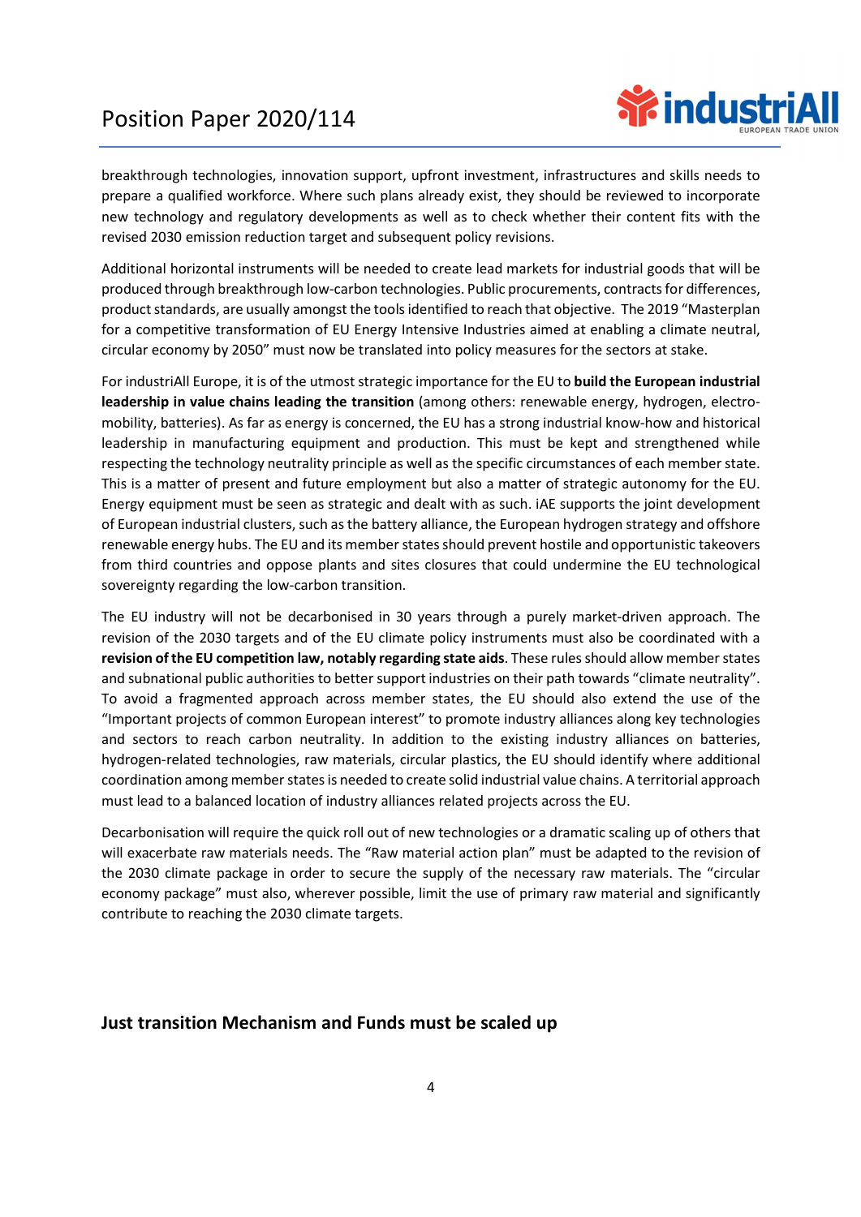breakthrough technologies, innovation support, upfront investment, infrastructures and skills needs to prepare a qualified workforce. Where such plans already exist, they should be reviewed to incorporate new technology and regulatory developments as well as to check whether their content fits with the revised 2030 emission reduction target and subsequent policy revisions.

Additional horizontal instruments will be needed to create lead markets for industrial goods that will be produced through breakthrough low-carbon technologies. Public procurements, contracts for differences, product standards, are usually amongst the tools identified to reach that objective. The 2019 "Masterplan for a competitive transformation of EU Energy Intensive Industries aimed at enabling a climate neutral, circular economy by 2050" must now be translated into policy measures for the sectors at stake.

For industriAll Europe, it is of the utmost strategic importance for the EU to **build the European industrial leadership in value chains leading the transition** (among others: renewable energy, hydrogen, electro-mobility, batteries). As far as energy is concerned, the EU has a strong industrial know-how and historical leadership in manufacturing equipment and production. This must be kept and strengthened while respecting the technology neutrality principle as well as the specific circumstances of each member state. This is a matter of present and future employment but also a matter of strategic autonomy for the EU. Energy equipment must be seen as strategic and dealt with as such. iAE supports the joint development of European industrial clusters, such as the battery alliance, the European hydrogen strategy and offshore renewable energy hubs. The EU and its member states should prevent hostile and opportunistic takeovers from third countries and oppose plants and sites closures that could undermine the EU technological sovereignty regarding the low-carbon transition.

The EU industry will not be decarbonised in 30 years through a purely market-driven approach. The revision of the 2030 targets and of the EU climate policy instruments must also be coordinated with a **revision of the EU competition law, notably regarding state aids**. These rules should allow member states and subnational public authorities to better support industries on their path towards "climate neutrality". To avoid a fragmented approach across member states, the EU should also extend the use of the "Important projects of common European interest" to promote industry alliances along key technologies and sectors to reach carbon neutrality. In addition to the existing industry alliances on batteries, hydrogen-related technologies, raw materials, circular plastics, the EU should identify where additional coordination among member states is needed to create solid industrial value chains. A territorial approach must lead to a balanced location of industry alliances related projects across the EU.

Decarbonisation will require the quick roll out of new technologies or a dramatic scaling up of others that will exacerbate raw materials needs. The "Raw material action plan" must be adapted to the revision of the 2030 climate package in order to secure the supply of the necessary raw materials. The "circular economy package" must also, wherever possible, limit the use of primary raw material and significantly contribute to reaching the 2030 climate targets.

## Just transition Mechanism and Funds must be scaled up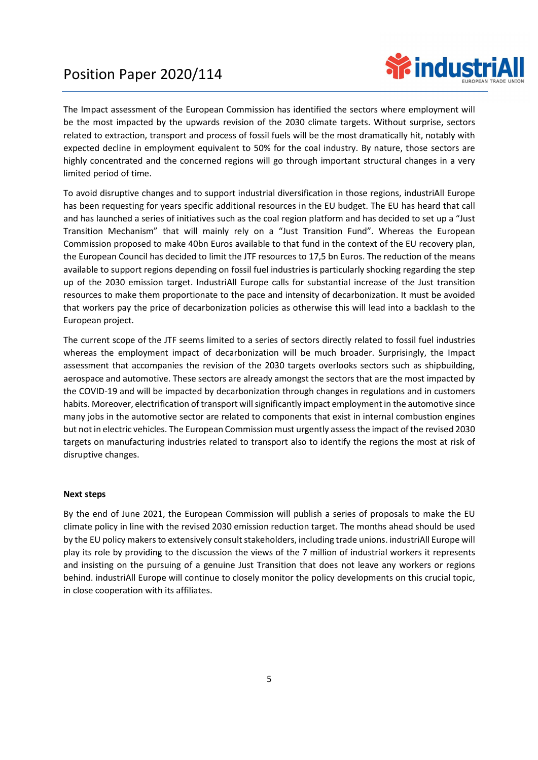The Impact assessment of the European Commission has identified the sectors where employment will be the most impacted by the upwards revision of the 2030 climate targets. Without surprise, sectors related to extraction, transport and process of fossil fuels will be the most dramatically hit, notably with expected decline in employment equivalent to 50% for the coal industry. By nature, those sectors are highly concentrated and the concerned regions will go through important structural changes in a very limited period of time.

To avoid disruptive changes and to support industrial diversification in those regions, industriAll Europe has been requesting for years specific additional resources in the EU budget. The EU has heard that call and has launched a series of initiatives such as the coal region platform and has decided to set up a "Just Transition Mechanism" that will mainly rely on a "Just Transition Fund". Whereas the European Commission proposed to make 40bn Euros available to that fund in the context of the EU recovery plan, the European Council has decided to limit the JTF resources to 17,5 bn Euros. The reduction of the means available to support regions depending on fossil fuel industries is particularly shocking regarding the step up of the 2030 emission target. IndustriAll Europe calls for substantial increase of the Just transition resources to make them proportionate to the pace and intensity of decarbonization. It must be avoided that workers pay the price of decarbonization policies as otherwise this will lead into a backlash to the European project.

The current scope of the JTF seems limited to a series of sectors directly related to fossil fuel industries whereas the employment impact of decarbonization will be much broader. Surprisingly, the Impact assessment that accompanies the revision of the 2030 targets overlooks sectors such as shipbuilding, aerospace and automotive. These sectors are already amongst the sectors that are the most impacted by the COVID-19 and will be impacted by decarbonization through changes in regulations and in customers habits. Moreover, electrification of transport will significantly impact employment in the automotive since many jobs in the automotive sector are related to components that exist in internal combustion engines but not in electric vehicles. The European Commission must urgently assess the impact of the revised 2030 targets on manufacturing industries related to transport also to identify the regions the most at risk of disruptive changes.

**Next steps**

By the end of June 2021, the European Commission will publish a series of proposals to make the EU climate policy in line with the revised 2030 emission reduction target. The months ahead should be used by the EU policy makers to extensively consult stakeholders, including trade unions. industriAll Europe will play its role by providing to the discussion the views of the 7 million of industrial workers it represents and insisting on the pursuing of a genuine Just Transition that does not leave any workers or regions behind. industriAll Europe will continue to closely monitor the policy developments on this crucial topic, in close cooperation with its affiliates.